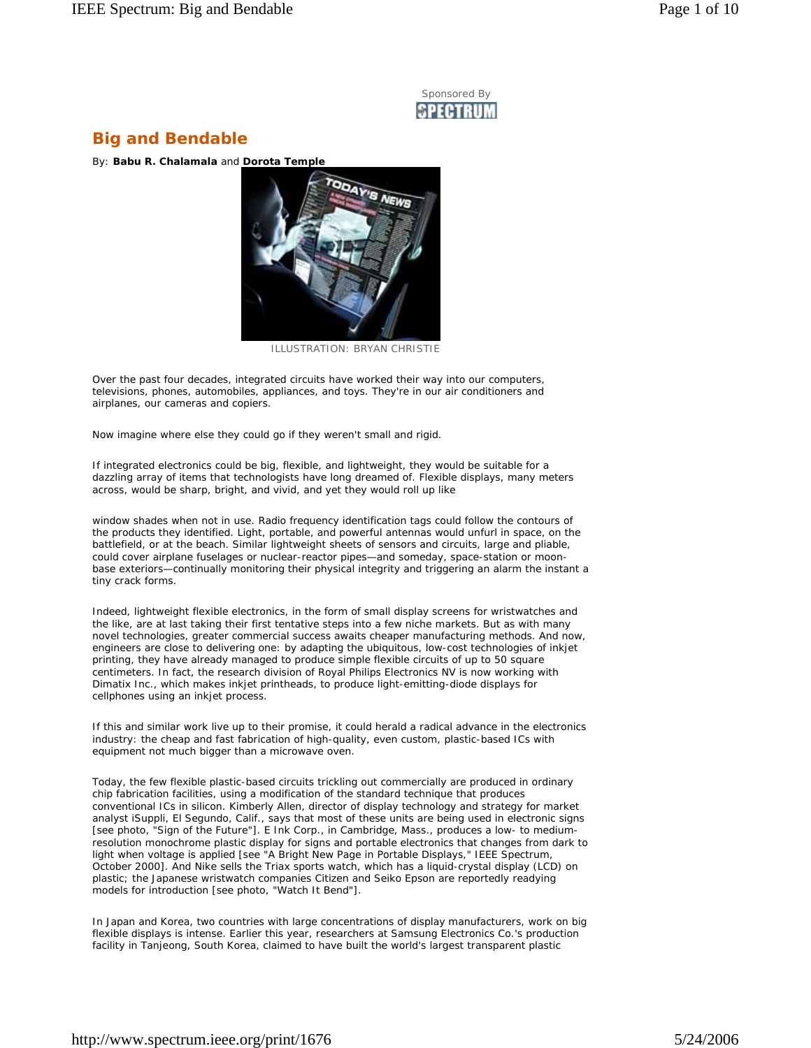Sponsored By SPECTRUM

# Big and Bendable

By: **Babu R. Chalamala** and **Dorota Temple**

ILLUSTRATION: BRYAN CHRISTIE

Over the past four decades, integrated circuits have worked their way into our computers, televisions, phones, automobiles, appliances, and toys. They're in our air conditioners and airplanes, our cameras and copiers.

Now imagine where else they could go if they weren't small and rigid.

If integrated electronics could be big, flexible, and lightweight, they would be suitable for a dazzling array of items that technologists have long dreamed of. Flexible displays, many meters across, would be sharp, bright, and vivid, and yet they would roll up like window shades when not in use. Radio frequency identification tags could follow the contours of the products they identified. Light, portable, and powerful antennas would unfurl in space, on the battlefield, or at the beach. Similar lightweight sheets of sensors and circuits, large and pliable, could cover airplane fuselages or nuclear-reactor pipes—and someday, space-station or moon-base exteriors—continually monitoring their physical integrity and triggering an alarm the instant a tiny crack forms.

Indeed, lightweight flexible electronics, in the form of small display screens for wristwatches and the like, are at last taking their first tentative steps into a few niche markets. But as with many novel technologies, greater commercial success awaits cheaper manufacturing methods. And now, engineers are close to delivering one: by adapting the ubiquitous, low-cost technologies of inkjet printing, they have already managed to produce simple flexible circuits of up to 50 square centimeters. In fact, the research division of Royal Philips Electronics NV is now working with Dimatix Inc., which makes inkjet printheads, to produce light-emitting-diode displays for cellphones using an inkjet process.

If this and similar work live up to their promise, it could herald a radical advance in the electronics industry: the cheap and fast fabrication of high-quality, even custom, plastic-based ICs with equipment not much bigger than a microwave oven.

Today, the few flexible plastic-based circuits trickling out commercially are produced in ordinary chip fabrication facilities, using a modification of the standard technique that produces conventional ICs in silicon. Kimberly Allen, director of display technology and strategy for market analyst iSuppli, El Segundo, Calif., says that most of these units are being used in electronic signs [see photo, "Sign of the Future"]. E Ink Corp., in Cambridge, Mass., produces a low- to medium-resolution monochrome plastic display for signs and portable electronics that changes from dark to light when voltage is applied [see "A Bright New Page in Portable Displays," IEEE Spectrum, October 2000]. And Nike sells the Triax sports watch, which has a liquid-crystal display (LCD) on plastic; the Japanese wristwatch companies Citizen and Seiko Epson are reportedly readying models for introduction [see photo, "Watch It Bend"].

In Japan and Korea, two countries with large concentrations of display manufacturers, work on big flexible displays is intense. Earlier this year, researchers at Samsung Electronics Co.'s production facility in Tanjeong, South Korea, claimed to have built the world's largest transparent plastic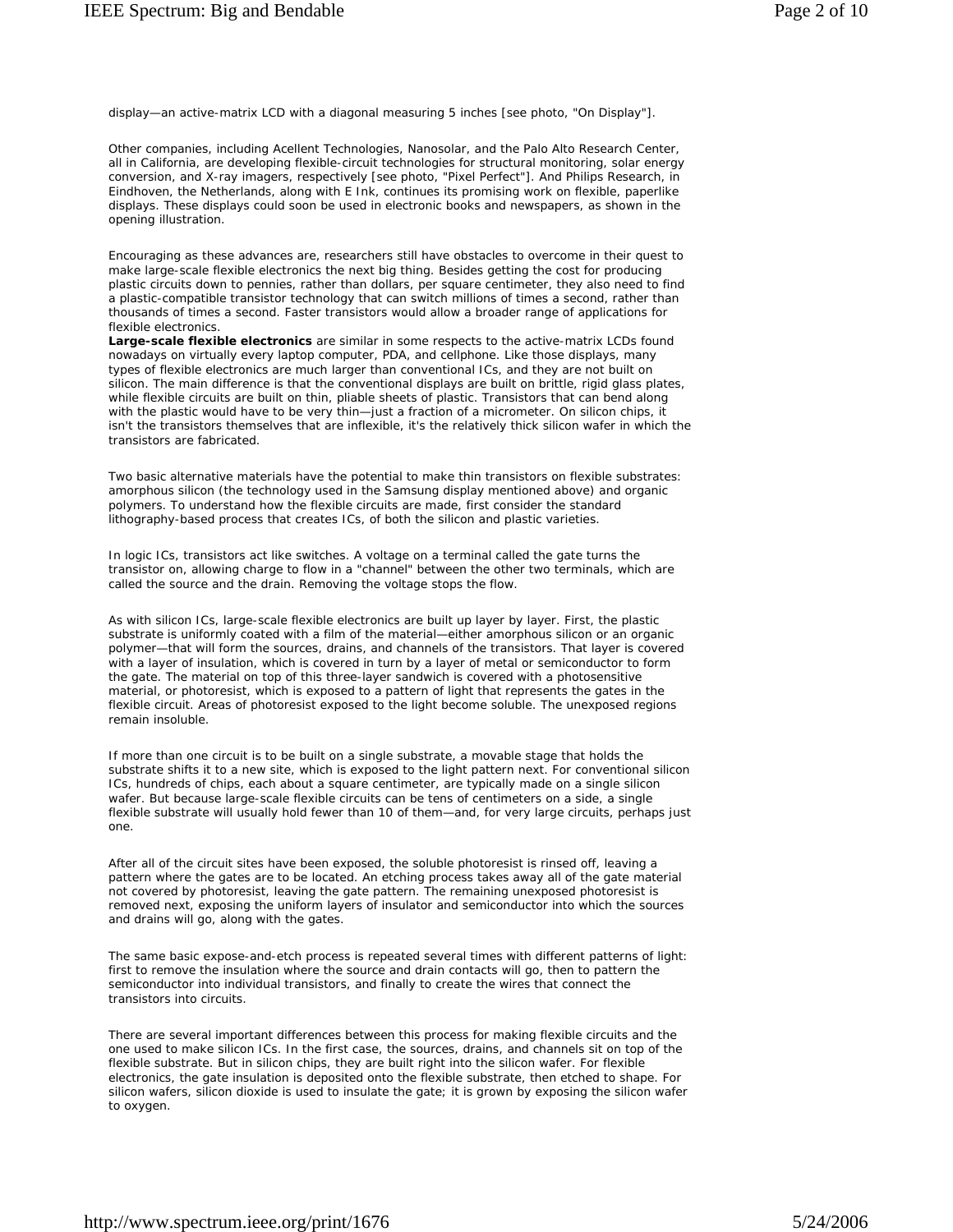display—an active-matrix LCD with a diagonal measuring 5 inches [see photo, "On Display"].

Other companies, including Acellent Technologies, Nanosolar, and the Palo Alto Research Center, all in California, are developing flexible-circuit technologies for structural monitoring, solar energy conversion, and X-ray imagers, respectively [see photo, "Pixel Perfect"]. And Philips Research, in Eindhoven, the Netherlands, along with E Ink, continues its promising work on flexible, paperlike displays. These displays could soon be used in electronic books and newspapers, as shown in the opening illustration.

Encouraging as these advances are, researchers still have obstacles to overcome in their quest to make large-scale flexible electronics the next big thing. Besides getting the cost for producing plastic circuits down to pennies, rather than dollars, per square centimeter, they also need to find a plastic-compatible transistor technology that can switch millions of times a second, rather than thousands of times a second. Faster transistors would allow a broader range of applications for flexible electronics.

**Large-scale flexible electronics** are similar in some respects to the active-matrix LCDs found nowadays on virtually every laptop computer, PDA, and cellphone. Like those displays, many types of flexible electronics are much larger than conventional ICs, and they are not built on silicon. The main difference is that the conventional displays are built on brittle, rigid glass plates, while flexible circuits are built on thin, pliable sheets of plastic. Transistors that can bend along with the plastic would have to be very thin—just a fraction of a micrometer. On silicon chips, it isn't the transistors themselves that are inflexible, it's the relatively thick silicon wafer in which the transistors are fabricated.

Two basic alternative materials have the potential to make thin transistors on flexible substrates: amorphous silicon (the technology used in the Samsung display mentioned above) and organic polymers. To understand how the flexible circuits are made, first consider the standard lithography-based process that creates ICs, of both the silicon and plastic varieties.

In logic ICs, transistors act like switches. A voltage on a terminal called the gate turns the transistor on, allowing charge to flow in a "channel" between the other two terminals, which are called the source and the drain. Removing the voltage stops the flow.

As with silicon ICs, large-scale flexible electronics are built up layer by layer. First, the plastic substrate is uniformly coated with a film of the material—either amorphous silicon or an organic polymer—that will form the sources, drains, and channels of the transistors. That layer is covered with a layer of insulation, which is covered in turn by a layer of metal or semiconductor to form the gate. The material on top of this three-layer sandwich is covered with a photosensitive material, or photoresist, which is exposed to a pattern of light that represents the gates in the flexible circuit. Areas of photoresist exposed to the light become soluble. The unexposed regions remain insoluble.

If more than one circuit is to be built on a single substrate, a movable stage that holds the substrate shifts it to a new site, which is exposed to the light pattern next. For conventional silicon ICs, hundreds of chips, each about a square centimeter, are typically made on a single silicon wafer. But because large-scale flexible circuits can be tens of centimeters on a side, a single flexible substrate will usually hold fewer than 10 of them—and, for very large circuits, perhaps just one.

After all of the circuit sites have been exposed, the soluble photoresist is rinsed off, leaving a pattern where the gates are to be located. An etching process takes away all of the gate material not covered by photoresist, leaving the gate pattern. The remaining unexposed photoresist is removed next, exposing the uniform layers of insulator and semiconductor into which the sources and drains will go, along with the gates.

The same basic expose-and-etch process is repeated several times with different patterns of light: first to remove the insulation where the source and drain contacts will go, then to pattern the semiconductor into individual transistors, and finally to create the wires that connect the transistors into circuits.

There are several important differences between this process for making flexible circuits and the one used to make silicon ICs. In the first case, the sources, drains, and channels sit on top of the flexible substrate. But in silicon chips, they are built right into the silicon wafer. For flexible electronics, the gate insulation is deposited onto the flexible substrate, then etched to shape. For silicon wafers, silicon dioxide is used to insulate the gate; it is grown by exposing the silicon wafer to oxygen.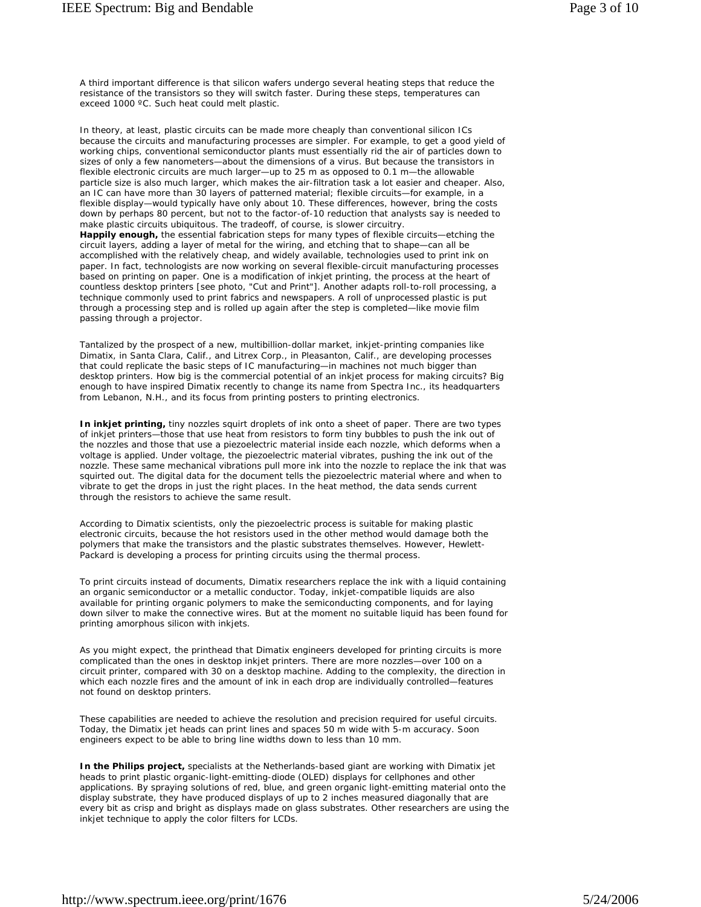A third important difference is that silicon wafers undergo several heating steps that reduce the resistance of the transistors so they will switch faster. During these steps, temperatures can exceed 1000 ºC. Such heat could melt plastic.

In theory, at least, plastic circuits can be made more cheaply than conventional silicon ICs because the circuits and manufacturing processes are simpler. For example, to get a good yield of working chips, conventional semiconductor plants must essentially rid the air of particles down to sizes of only a few nanometers—about the dimensions of a virus. But because the transistors in flexible electronic circuits are much larger—up to 25 m as opposed to 0.1 m—the allowable particle size is also much larger, which makes the air-filtration task a lot easier and cheaper. Also, an IC can have more than 30 layers of patterned material; flexible circuits—for example, in a flexible display—would typically have only about 10. These differences, however, bring the costs down by perhaps 80 percent, but not to the factor-of-10 reduction that analysts say is needed to make plastic circuits ubiquitous. The tradeoff, of course, is slower circuitry.

**Happily enough,** the essential fabrication steps for many types of flexible circuits—etching the circuit layers, adding a layer of metal for the wiring, and etching that to shape—can all be accomplished with the relatively cheap, and widely available, technologies used to print ink on paper. In fact, technologists are now working on several flexible-circuit manufacturing processes based on printing on paper. One is a modification of inkjet printing, the process at the heart of countless desktop printers [see photo, "Cut and Print"]. Another adapts roll-to-roll processing, a technique commonly used to print fabrics and newspapers. A roll of unprocessed plastic is put through a processing step and is rolled up again after the step is completed—like movie film passing through a projector.

Tantalized by the prospect of a new, multibillion-dollar market, inkjet-printing companies like Dimatix, in Santa Clara, Calif., and Litrex Corp., in Pleasanton, Calif., are developing processes that could replicate the basic steps of IC manufacturing—in machines not much bigger than desktop printers. How big is the commercial potential of an inkjet process for making circuits? Big enough to have inspired Dimatix recently to change its name from Spectra Inc., its headquarters from Lebanon, N.H., and its focus from printing posters to printing electronics.

**In inkjet printing,** tiny nozzles squirt droplets of ink onto a sheet of paper. There are two types of inkjet printers—those that use heat from resistors to form tiny bubbles to push the ink out of the nozzles and those that use a piezoelectric material inside each nozzle, which deforms when a voltage is applied. Under voltage, the piezoelectric material vibrates, pushing the ink out of the nozzle. These same mechanical vibrations pull more ink into the nozzle to replace the ink that was squirted out. The digital data for the document tells the piezoelectric material where and when to vibrate to get the drops in just the right places. In the heat method, the data sends current through the resistors to achieve the same result.

According to Dimatix scientists, only the piezoelectric process is suitable for making plastic electronic circuits, because the hot resistors used in the other method would damage both the polymers that make the transistors and the plastic substrates themselves. However, Hewlett-Packard is developing a process for printing circuits using the thermal process.

To print circuits instead of documents, Dimatix researchers replace the ink with a liquid containing an organic semiconductor or a metallic conductor. Today, inkjet-compatible liquids are also available for printing organic polymers to make the semiconducting components, and for laying down silver to make the connective wires. But at the moment no suitable liquid has been found for printing amorphous silicon with inkjets.

As you might expect, the printhead that Dimatix engineers developed for printing circuits is more complicated than the ones in desktop inkjet printers. There are more nozzles—over 100 on a circuit printer, compared with 30 on a desktop machine. Adding to the complexity, the direction in which each nozzle fires and the amount of ink in each drop are individually controlled—features not found on desktop printers.

These capabilities are needed to achieve the resolution and precision required for useful circuits. Today, the Dimatix jet heads can print lines and spaces 50 m wide with 5-m accuracy. Soon engineers expect to be able to bring line widths down to less than 10 mm.

**In the Philips project,** specialists at the Netherlands-based giant are working with Dimatix jet heads to print plastic organic-light-emitting-diode (OLED) displays for cellphones and other applications. By spraying solutions of red, blue, and green organic light-emitting material onto the display substrate, they have produced displays of up to 2 inches measured diagonally that are every bit as crisp and bright as displays made on glass substrates. Other researchers are using the inkjet technique to apply the color filters for LCDs.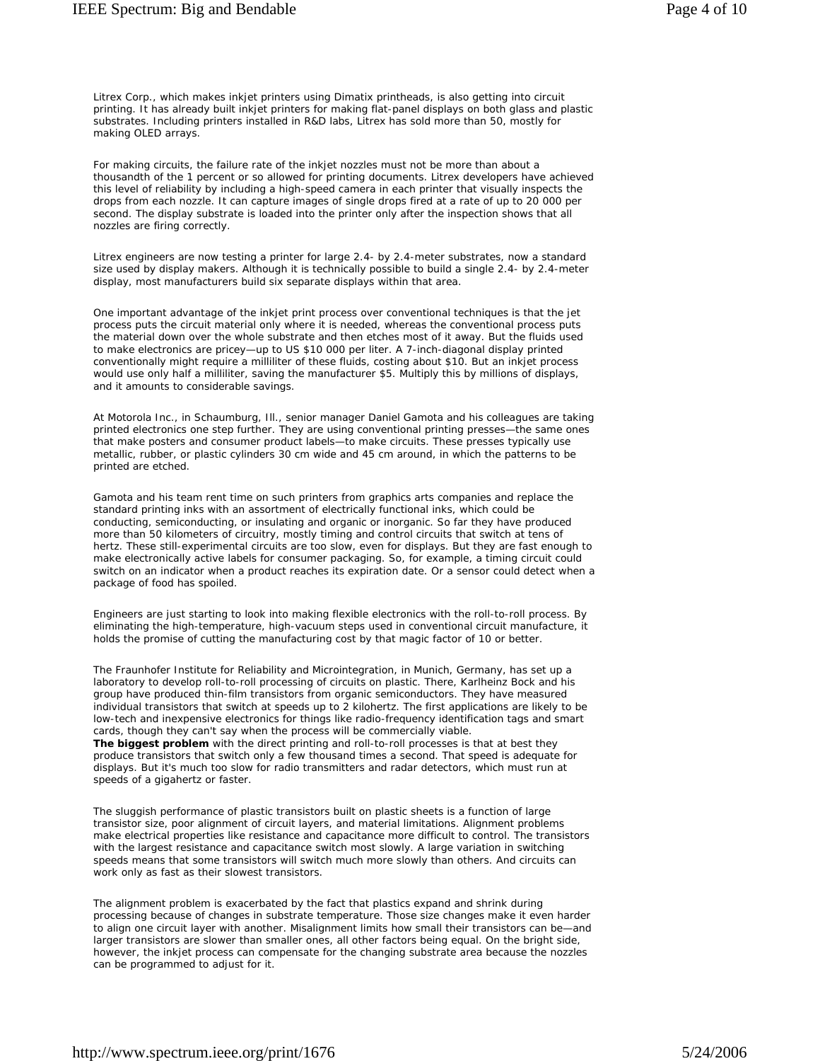Litrex Corp., which makes inkjet printers using Dimatix printheads, is also getting into circuit printing. It has already built inkjet printers for making flat-panel displays on both glass and plastic substrates. Including printers installed in R&D labs, Litrex has sold more than 50, mostly for making OLED arrays.

For making circuits, the failure rate of the inkjet nozzles must not be more than about a thousandth of the 1 percent or so allowed for printing documents. Litrex developers have achieved this level of reliability by including a high-speed camera in each printer that visually inspects the drops from each nozzle. It can capture images of single drops fired at a rate of up to 20 000 per second. The display substrate is loaded into the printer only after the inspection shows that all nozzles are firing correctly.

Litrex engineers are now testing a printer for large 2.4- by 2.4-meter substrates, now a standard size used by display makers. Although it is technically possible to build a single 2.4- by 2.4-meter display, most manufacturers build six separate displays within that area.

One important advantage of the inkjet print process over conventional techniques is that the jet process puts the circuit material only where it is needed, whereas the conventional process puts the material down over the whole substrate and then etches most of it away. But the fluids used to make electronics are pricey—up to US $10 000 per liter. A 7-inch-diagonal display printed conventionally might require a milliliter of these fluids, costing about $10. But an inkjet process would use only half a milliliter, saving the manufacturer $5. Multiply this by millions of displays, and it amounts to considerable savings.

At Motorola Inc., in Schaumburg, Ill., senior manager Daniel Gamota and his colleagues are taking printed electronics one step further. They are using conventional printing presses—the same ones that make posters and consumer product labels—to make circuits. These presses typically use metallic, rubber, or plastic cylinders 30 cm wide and 45 cm around, in which the patterns to be printed are etched.

Gamota and his team rent time on such printers from graphics arts companies and replace the standard printing inks with an assortment of electrically functional inks, which could be conducting, semiconducting, or insulating and organic or inorganic. So far they have produced more than 50 kilometers of circuitry, mostly timing and control circuits that switch at tens of hertz. These still-experimental circuits are too slow, even for displays. But they are fast enough to make electronically active labels for consumer packaging. So, for example, a timing circuit could switch on an indicator when a product reaches its expiration date. Or a sensor could detect when a package of food has spoiled.

Engineers are just starting to look into making flexible electronics with the roll-to-roll process. By eliminating the high-temperature, high-vacuum steps used in conventional circuit manufacture, it holds the promise of cutting the manufacturing cost by that magic factor of 10 or better.

The Fraunhofer Institute for Reliability and Microintegration, in Munich, Germany, has set up a laboratory to develop roll-to-roll processing of circuits on plastic. There, Karlheinz Bock and his group have produced thin-film transistors from organic semiconductors. They have measured individual transistors that switch at speeds up to 2 kilohertz. The first applications are likely to be low-tech and inexpensive electronics for things like radio-frequency identification tags and smart cards, though they can't say when the process will be commercially viable.

**The biggest problem** with the direct printing and roll-to-roll processes is that at best they produce transistors that switch only a few thousand times a second. That speed is adequate for displays. But it's much too slow for radio transmitters and radar detectors, which must run at speeds of a gigahertz or faster.

The sluggish performance of plastic transistors built on plastic sheets is a function of large transistor size, poor alignment of circuit layers, and material limitations. Alignment problems make electrical properties like resistance and capacitance more difficult to control. The transistors with the largest resistance and capacitance switch most slowly. A large variation in switching speeds means that some transistors will switch much more slowly than others. And circuits can work only as fast as their slowest transistors.

The alignment problem is exacerbated by the fact that plastics expand and shrink during processing because of changes in substrate temperature. Those size changes make it even harder to align one circuit layer with another. Misalignment limits how small their transistors can be—and larger transistors are slower than smaller ones, all other factors being equal. On the bright side, however, the inkjet process can compensate for the changing substrate area because the nozzles can be programmed to adjust for it.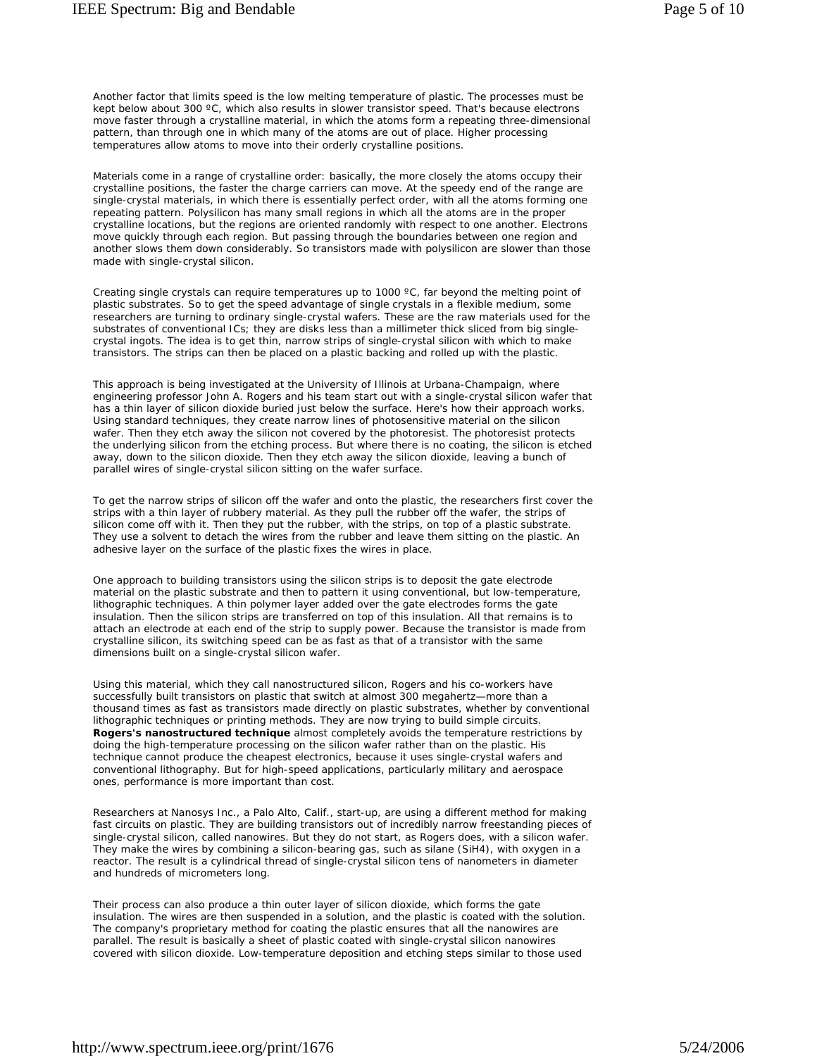Another factor that limits speed is the low melting temperature of plastic. The processes must be kept below about 300 ºC, which also results in slower transistor speed. That's because electrons move faster through a crystalline material, in which the atoms form a repeating three-dimensional pattern, than through one in which many of the atoms are out of place. Higher processing temperatures allow atoms to move into their orderly crystalline positions.

Materials come in a range of crystalline order: basically, the more closely the atoms occupy their crystalline positions, the faster the charge carriers can move. At the speedy end of the range are single-crystal materials, in which there is essentially perfect order, with all the atoms forming one repeating pattern. Polysilicon has many small regions in which all the atoms are in the proper crystalline locations, but the regions are oriented randomly with respect to one another. Electrons move quickly through each region. But passing through the boundaries between one region and another slows them down considerably. So transistors made with polysilicon are slower than those made with single-crystal silicon.

Creating single crystals can require temperatures up to 1000 ºC, far beyond the melting point of plastic substrates. So to get the speed advantage of single crystals in a flexible medium, some researchers are turning to ordinary single-crystal wafers. These are the raw materials used for the substrates of conventional ICs; they are disks less than a millimeter thick sliced from big single-crystal ingots. The idea is to get thin, narrow strips of single-crystal silicon with which to make transistors. The strips can then be placed on a plastic backing and rolled up with the plastic.

This approach is being investigated at the University of Illinois at Urbana-Champaign, where engineering professor John A. Rogers and his team start out with a single-crystal silicon wafer that has a thin layer of silicon dioxide buried just below the surface. Here's how their approach works. Using standard techniques, they create narrow lines of photosensitive material on the silicon wafer. Then they etch away the silicon not covered by the photoresist. The photoresist protects the underlying silicon from the etching process. But where there is no coating, the silicon is etched away, down to the silicon dioxide. Then they etch away the silicon dioxide, leaving a bunch of parallel wires of single-crystal silicon sitting on the wafer surface.

To get the narrow strips of silicon off the wafer and onto the plastic, the researchers first cover the strips with a thin layer of rubbery material. As they pull the rubber off the wafer, the strips of silicon come off with it. Then they put the rubber, with the strips, on top of a plastic substrate. They use a solvent to detach the wires from the rubber and leave them sitting on the plastic. An adhesive layer on the surface of the plastic fixes the wires in place.

One approach to building transistors using the silicon strips is to deposit the gate electrode material on the plastic substrate and then to pattern it using conventional, but low-temperature, lithographic techniques. A thin polymer layer added over the gate electrodes forms the gate insulation. Then the silicon strips are transferred on top of this insulation. All that remains is to attach an electrode at each end of the strip to supply power. Because the transistor is made from crystalline silicon, its switching speed can be as fast as that of a transistor with the same dimensions built on a single-crystal silicon wafer.

Using this material, which they call nanostructured silicon, Rogers and his co-workers have successfully built transistors on plastic that switch at almost 300 megahertz—more than a thousand times as fast as transistors made directly on plastic substrates, whether by conventional lithographic techniques or printing methods. They are now trying to build simple circuits. **Rogers's nanostructured technique** almost completely avoids the temperature restrictions by doing the high-temperature processing on the silicon wafer rather than on the plastic. His technique cannot produce the cheapest electronics, because it uses single-crystal wafers and conventional lithography. But for high-speed applications, particularly military and aerospace ones, performance is more important than cost.

Researchers at Nanosys Inc., a Palo Alto, Calif., start-up, are using a different method for making fast circuits on plastic. They are building transistors out of incredibly narrow freestanding pieces of single-crystal silicon, called nanowires. But they do not start, as Rogers does, with a silicon wafer. They make the wires by combining a silicon-bearing gas, such as silane ($SiH_4$), with oxygen in a reactor. The result is a cylindrical thread of single-crystal silicon tens of nanometers in diameter and hundreds of micrometers long.

Their process can also produce a thin outer layer of silicon dioxide, which forms the gate insulation. The wires are then suspended in a solution, and the plastic is coated with the solution. The company's proprietary method for coating the plastic ensures that all the nanowires are parallel. The result is basically a sheet of plastic coated with single-crystal silicon nanowires covered with silicon dioxide. Low-temperature deposition and etching steps similar to those used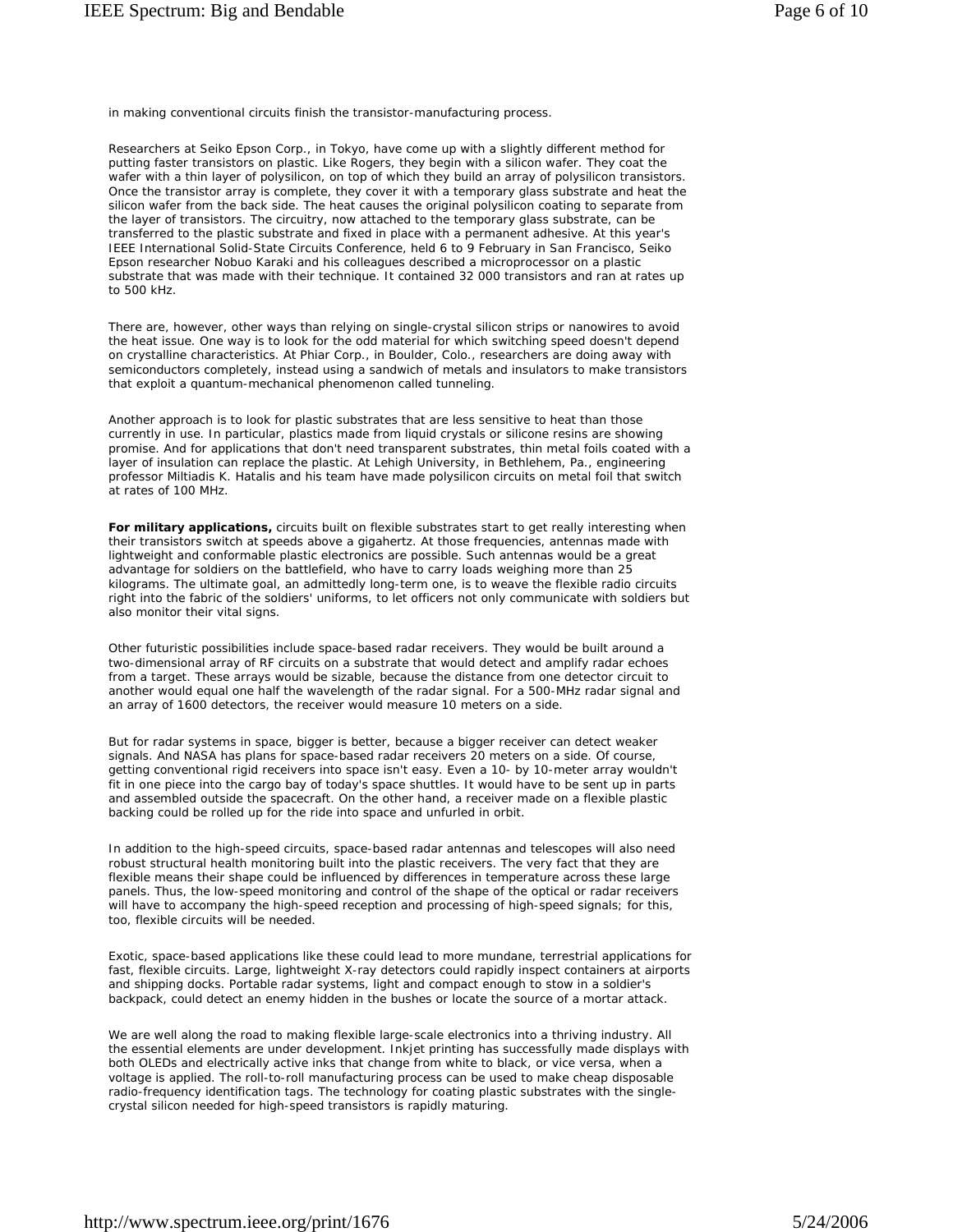in making conventional circuits finish the transistor-manufacturing process.

Researchers at Seiko Epson Corp., in Tokyo, have come up with a slightly different method for putting faster transistors on plastic. Like Rogers, they begin with a silicon wafer. They coat the wafer with a thin layer of polysilicon, on top of which they build an array of polysilicon transistors. Once the transistor array is complete, they cover it with a temporary glass substrate and heat the silicon wafer from the back side. The heat causes the original polysilicon coating to separate from the layer of transistors. The circuitry, now attached to the temporary glass substrate, can be transferred to the plastic substrate and fixed in place with a permanent adhesive. At this year's IEEE International Solid-State Circuits Conference, held 6 to 9 February in San Francisco, Seiko Epson researcher Nobuo Karaki and his colleagues described a microprocessor on a plastic substrate that was made with their technique. It contained 32 000 transistors and ran at rates up to 500 kHz.

There are, however, other ways than relying on single-crystal silicon strips or nanowires to avoid the heat issue. One way is to look for the odd material for which switching speed doesn't depend on crystalline characteristics. At Phiar Corp., in Boulder, Colo., researchers are doing away with semiconductors completely, instead using a sandwich of metals and insulators to make transistors that exploit a quantum-mechanical phenomenon called tunneling.

Another approach is to look for plastic substrates that are less sensitive to heat than those currently in use. In particular, plastics made from liquid crystals or silicone resins are showing promise. And for applications that don't need transparent substrates, thin metal foils coated with a layer of insulation can replace the plastic. At Lehigh University, in Bethlehem, Pa., engineering professor Miltiadis K. Hatalis and his team have made polysilicon circuits on metal foil that switch at rates of 100 MHz.

**For military applications,** circuits built on flexible substrates start to get really interesting when their transistors switch at speeds above a gigahertz. At those frequencies, antennas made with lightweight and conformable plastic electronics are possible. Such antennas would be a great advantage for soldiers on the battlefield, who have to carry loads weighing more than 25 kilograms. The ultimate goal, an admittedly long-term one, is to weave the flexible radio circuits right into the fabric of the soldiers' uniforms, to let officers not only communicate with soldiers but also monitor their vital signs.

Other futuristic possibilities include space-based radar receivers. They would be built around a two-dimensional array of RF circuits on a substrate that would detect and amplify radar echoes from a target. These arrays would be sizable, because the distance from one detector circuit to another would equal one half the wavelength of the radar signal. For a 500-MHz radar signal and an array of 1600 detectors, the receiver would measure 10 meters on a side.

But for radar systems in space, bigger is better, because a bigger receiver can detect weaker signals. And NASA has plans for space-based radar receivers 20 meters on a side. Of course, getting conventional rigid receivers into space isn't easy. Even a 10- by 10-meter array wouldn't fit in one piece into the cargo bay of today's space shuttles. It would have to be sent up in parts and assembled outside the spacecraft. On the other hand, a receiver made on a flexible plastic backing could be rolled up for the ride into space and unfurled in orbit.

In addition to the high-speed circuits, space-based radar antennas and telescopes will also need robust structural health monitoring built into the plastic receivers. The very fact that they are flexible means their shape could be influenced by differences in temperature across these large panels. Thus, the low-speed monitoring and control of the shape of the optical or radar receivers will have to accompany the high-speed reception and processing of high-speed signals; for this, too, flexible circuits will be needed.

Exotic, space-based applications like these could lead to more mundane, terrestrial applications for fast, flexible circuits. Large, lightweight X-ray detectors could rapidly inspect containers at airports and shipping docks. Portable radar systems, light and compact enough to stow in a soldier's backpack, could detect an enemy hidden in the bushes or locate the source of a mortar attack.

We are well along the road to making flexible large-scale electronics into a thriving industry. All the essential elements are under development. Inkjet printing has successfully made displays with both OLEDs and electrically active inks that change from white to black, or vice versa, when a voltage is applied. The roll-to-roll manufacturing process can be used to make cheap disposable radio-frequency identification tags. The technology for coating plastic substrates with the single-crystal silicon needed for high-speed transistors is rapidly maturing.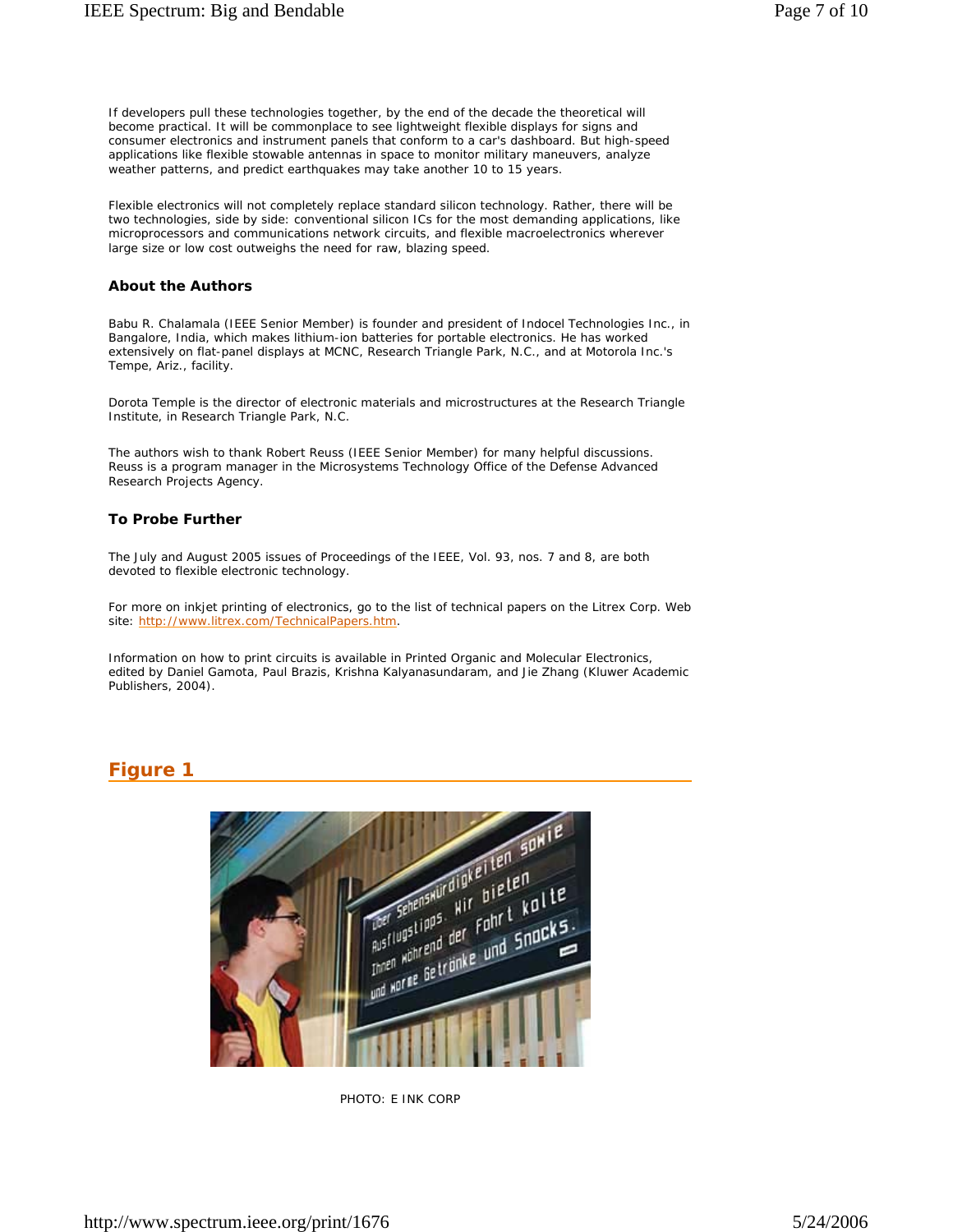If developers pull these technologies together, by the end of the decade the theoretical will become practical. It will be commonplace to see lightweight flexible displays for signs and consumer electronics and instrument panels that conform to a car's dashboard. But high-speed applications like flexible stowable antennas in space to monitor military maneuvers, analyze weather patterns, and predict earthquakes may take another 10 to 15 years.

Flexible electronics will not completely replace standard silicon technology. Rather, there will be two technologies, side by side: conventional silicon ICs for the most demanding applications, like microprocessors and communications network circuits, and flexible macroelectronics wherever large size or low cost outweighs the need for raw, blazing speed.

### About the Authors

Babu R. Chalamala (IEEE Senior Member) is founder and president of Indocel Technologies Inc., in Bangalore, India, which makes lithium-ion batteries for portable electronics. He has worked extensively on flat-panel displays at MCNC, Research Triangle Park, N.C., and at Motorola Inc.'s Tempe, Ariz., facility.

Dorota Temple is the director of electronic materials and microstructures at the Research Triangle Institute, in Research Triangle Park, N.C.

The authors wish to thank Robert Reuss (IEEE Senior Member) for many helpful discussions. Reuss is a program manager in the Microsystems Technology Office of the Defense Advanced Research Projects Agency.

### To Probe Further

The July and August 2005 issues of Proceedings of the IEEE, Vol. 93, nos. 7 and 8, are both devoted to flexible electronic technology.

For more on inkjet printing of electronics, go to the list of technical papers on the Litrex Corp. Web site: http://www.litrex.com/TechnicalPapers.htm.

Information on how to print circuits is available in Printed Organic and Molecular Electronics, edited by Daniel Gamota, Paul Brazis, Krishna Kalyanasundaram, and Jie Zhang (Kluwer Academic Publishers, 2004).

## Figure 1

PHOTO: E INK CORP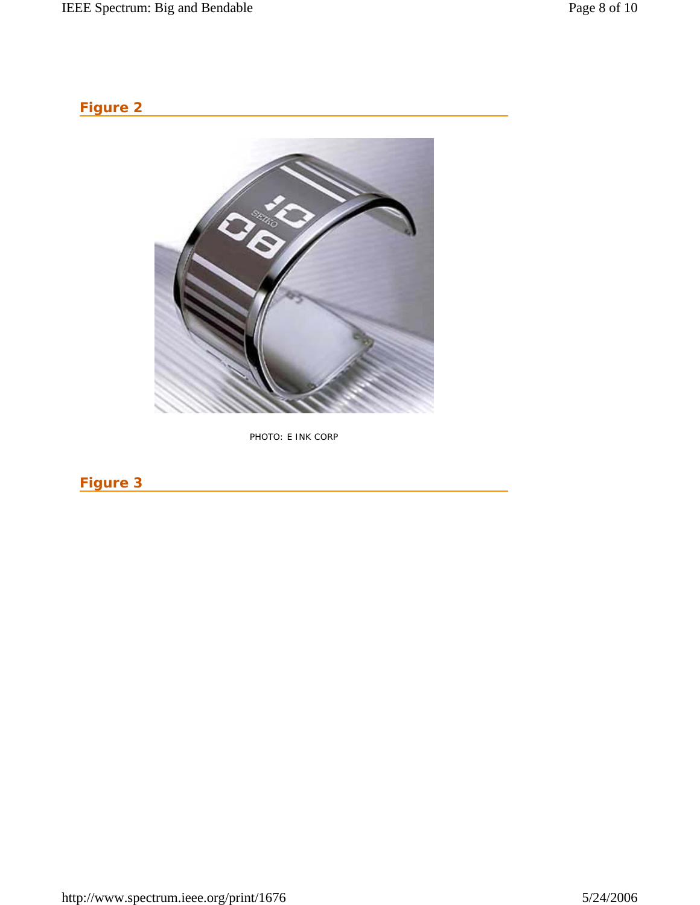## Figure 2

PHOTO: E INK CORP

## Figure 3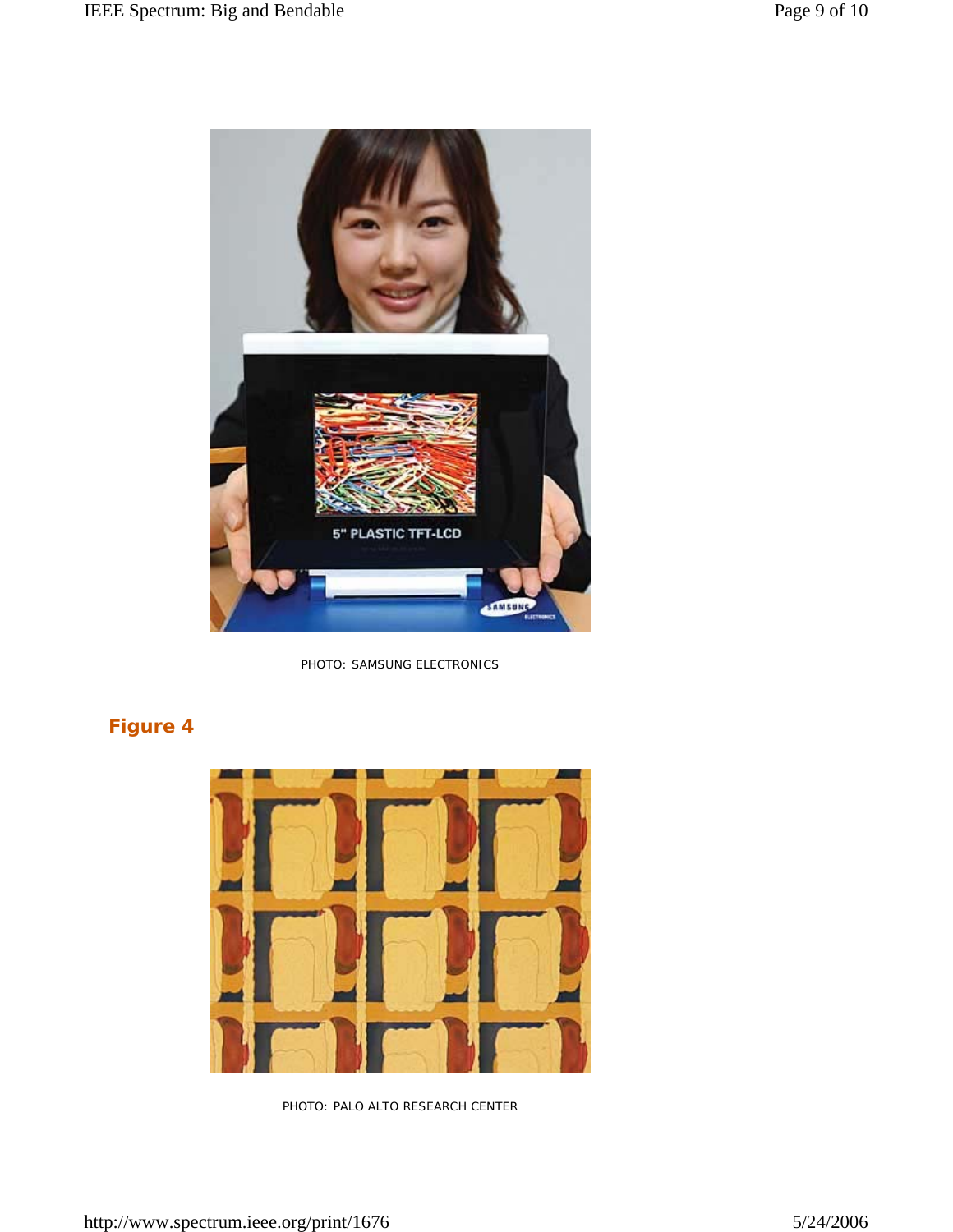PHOTO: SAMSUNG ELECTRONICS

## Figure 4

PHOTO: PALO ALTO RESEARCH CENTER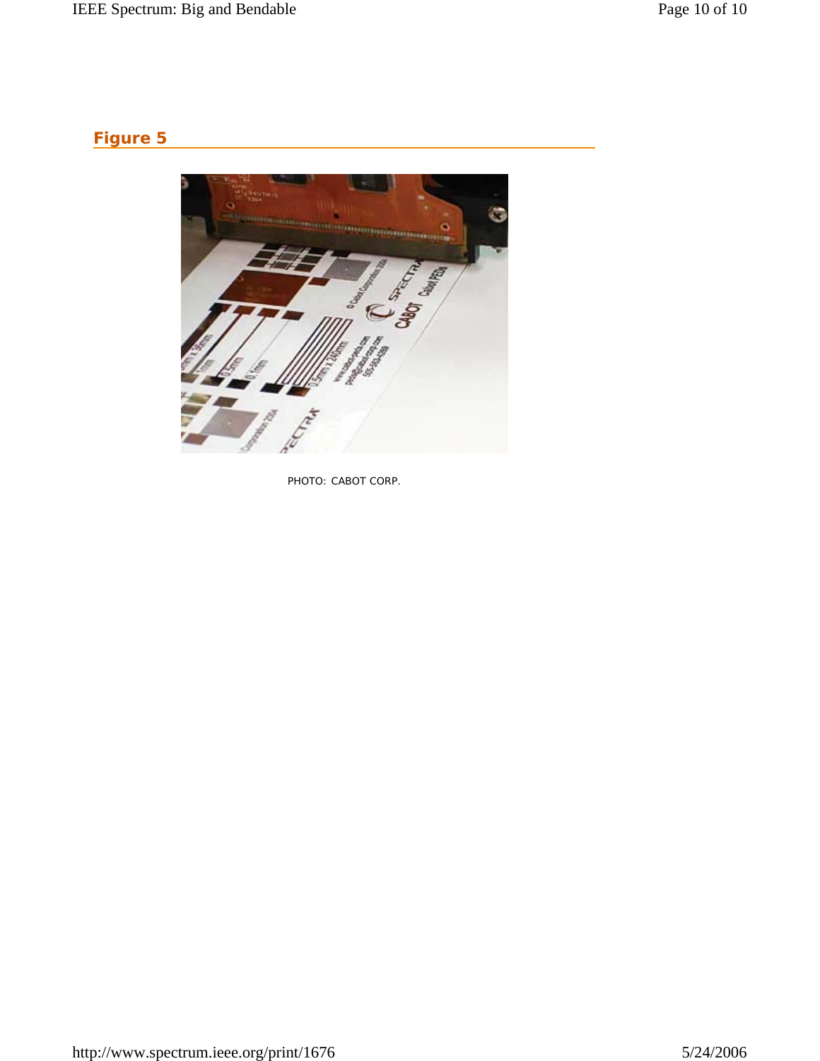## Figure 5

PHOTO: CABOT CORP.